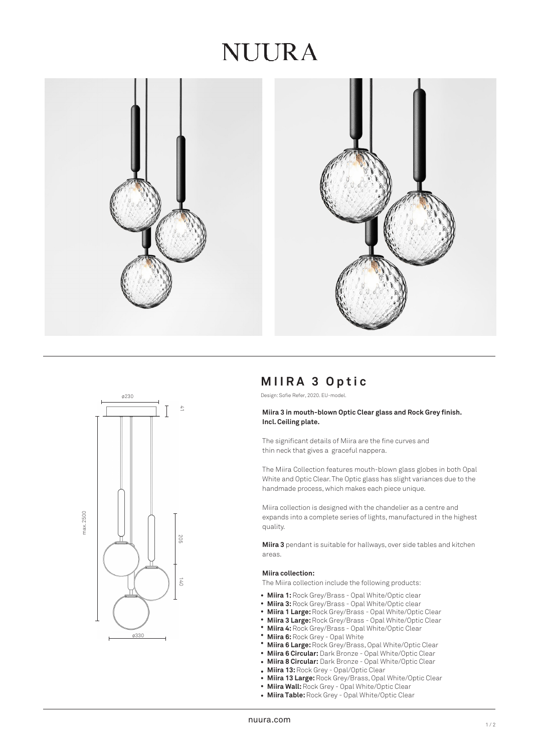# NUURA

## MIIRA 3 Optic

Design: Sofie Refer, 2020. EU-model.

**Miira 3 in mouth-blown Optic Clear glass and Rock Grey finish. Incl. Ceiling plate.**

The significant details of Miira are the fine curves and thin neck that gives a graceful nappera.

The Miira Collection features mouth-blown glass globes in both Opal White and Optic Clear. The Optic glass has slight variances due to the handmade process, which makes each piece unique.

Miira collection is designed with the chandelier as a centre and expands into a complete series of lights, manufactured in the highest quality.

**Miira 3** pendant is suitable for hallways, over side tables and kitchen areas.

**Miira collection:**

The Miira collection include the following products:

- **Miira 1:** Rock Grey/Brass - Opal White/Optic clear
- **Miira 3:** Rock Grey/Brass - Opal White/Optic clear
- **Miira 1 Large:** Rock Grey/Brass - Opal White/Optic Clear
- **Miira 3 Large:** Rock Grey/Brass - Opal White/Optic Clear
- **Miira 4:** Rock Grey/Brass - Opal White/Optic Clear
- **Miira 6:** Rock Grey - Opal White
- **Miira 6 Large:** Rock Grey/Brass, Opal White/Optic Clear
- **Miira 6 Circular:** Dark Bronze - Opal White/Optic Clear
- **Miira 8 Circular:** Dark Bronze - Opal White/Optic Clear
- **Miira 13:** Rock Grey - Opal/Optic Clear
- **Miira 13 Large:** Rock Grey/Brass, Opal White/Optic Clear
- **Miira Wall:** Rock Grey - Opal White/Optic Clear
- **Miira Table:** Rock Grey - Opal White/Optic Clear

nuura.com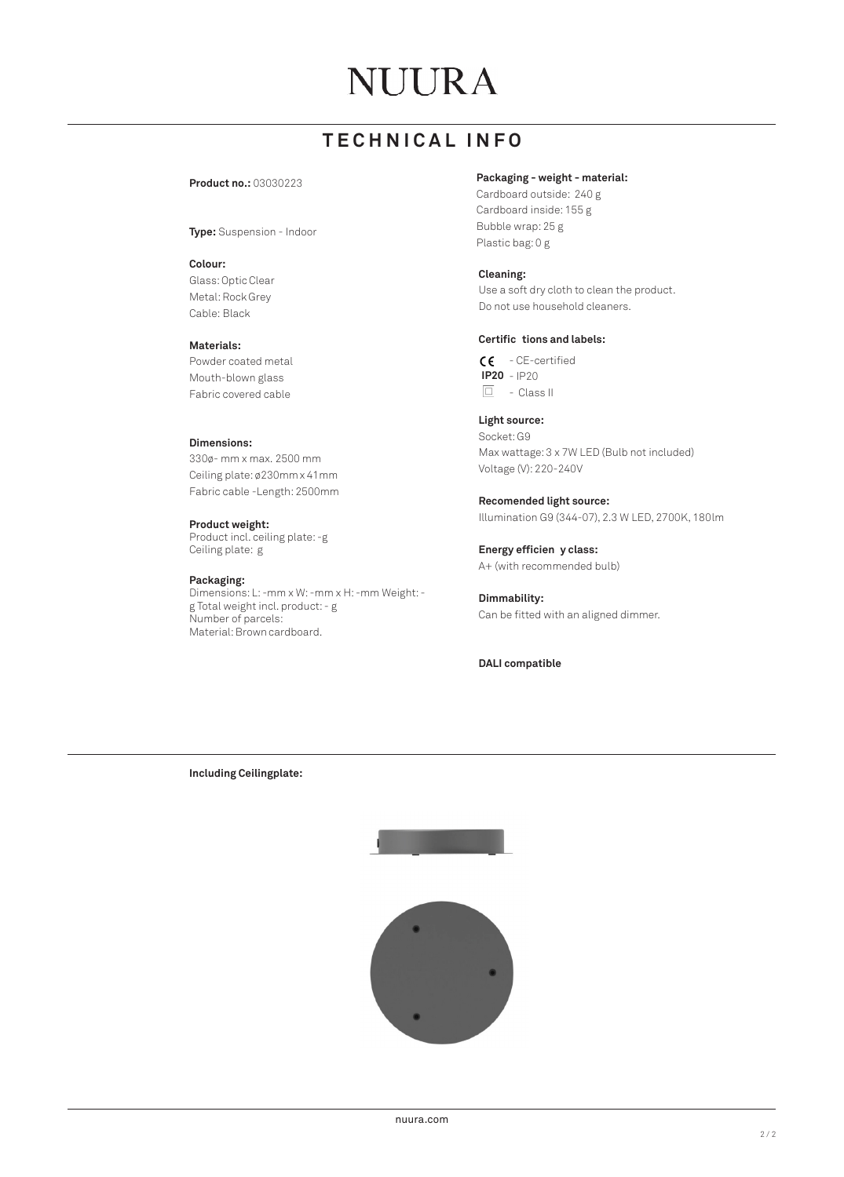# NUURA

## TECHNICAL INFO

**Product no.:** 03030223

**Type:** Suspension - Indoor

**Colour:**
Glass: Optic Clear
Metal: Rock Grey
Cable: Black

**Materials:**
Powder coated metal
Mouth-blown glass
Fabric covered cable

**Dimensions:**
330ø- mm x max. 2500 mm
Ceiling plate: ø230mm x 41mm
Fabric cable -Length: 2500mm

**Product weight:**
Product incl. ceiling plate: -g
Ceiling plate: g

**Packaging:**
Dimensions: L: -mm x W: -mm x H: -mm Weight: -g Total weight incl. product: - g
Number of parcels:
Material: Brown cardboard.

**Packaging - weight - material:**
Cardboard outside: 240 g
Cardboard inside: 155 g
Bubble wrap: 25 g
Plastic bag: 0 g

**Cleaning:**
Use a soft dry cloth to clean the product.
Do not use household cleaners.

**Certific tions and labels:**
CE - CE-certified
**IP20** - IP20
□ - Class II

**Light source:**
Socket: G9
Max wattage: 3 x 7W LED (Bulb not included)
Voltage (V): 220-240V

**Recomended light source:**
Illumination G9 (344-07), 2.3 W LED, 2700K, 180lm

**Energy efficien y class:**
A+ (with recommended bulb)

**Dimmability:**
Can be fitted with an aligned dimmer.

**DALI compatible**

**Including Ceilingplate:**

nuura.com